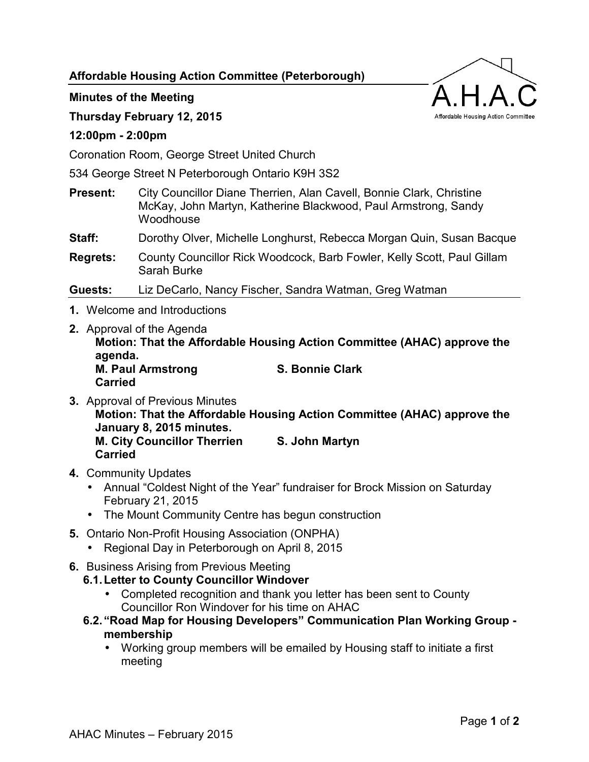**Affordable Housing Action Committee (Peterborough)**

**Minutes of the Meeting**

**Thursday February 12, 2015**

**12:00pm - 2:00pm**

Coronation Room, George Street United Church

534 George Street N Peterborough Ontario K9H 3S2

**Present:** City Councillor Diane Therrien, Alan Cavell, Bonnie Clark, Christine McKay, John Martyn, Katherine Blackwood, Paul Armstrong, Sandy Woodhouse

**Staff:** Dorothy Olver, Michelle Longhurst, Rebecca Morgan Quin, Susan Bacque

**Regrets:** County Councillor Rick Woodcock, Barb Fowler, Kelly Scott, Paul Gillam Sarah Burke

**Guests:** Liz DeCarlo, Nancy Fischer, Sandra Watman, Greg Watman

1. Welcome and Introductions
2. Approval of the Agenda
   **Motion: That the Affordable Housing Action Committee (AHAC) approve the agenda.**
   **M. Paul Armstrong S. Bonnie Clark**
   **Carried**
3. Approval of Previous Minutes
   **Motion: That the Affordable Housing Action Committee (AHAC) approve the January 8, 2015 minutes.**
   **M. City Councillor Therrien S. John Martyn**
   **Carried**
4. Community Updates
   - Annual "Coldest Night of the Year" fundraiser for Brock Mission on Saturday February 21, 2015
   - The Mount Community Centre has begun construction
5. Ontario Non-Profit Housing Association (ONPHA)
   - Regional Day in Peterborough on April 8, 2015
6. Business Arising from Previous Meeting

   **6.1. Letter to County Councillor Windover**
   - Completed recognition and thank you letter has been sent to County Councillor Ron Windover for his time on AHAC

   **6.2. "Road Map for Housing Developers" Communication Plan Working Group - membership**
   - Working group members will be emailed by Housing staff to initiate a first meeting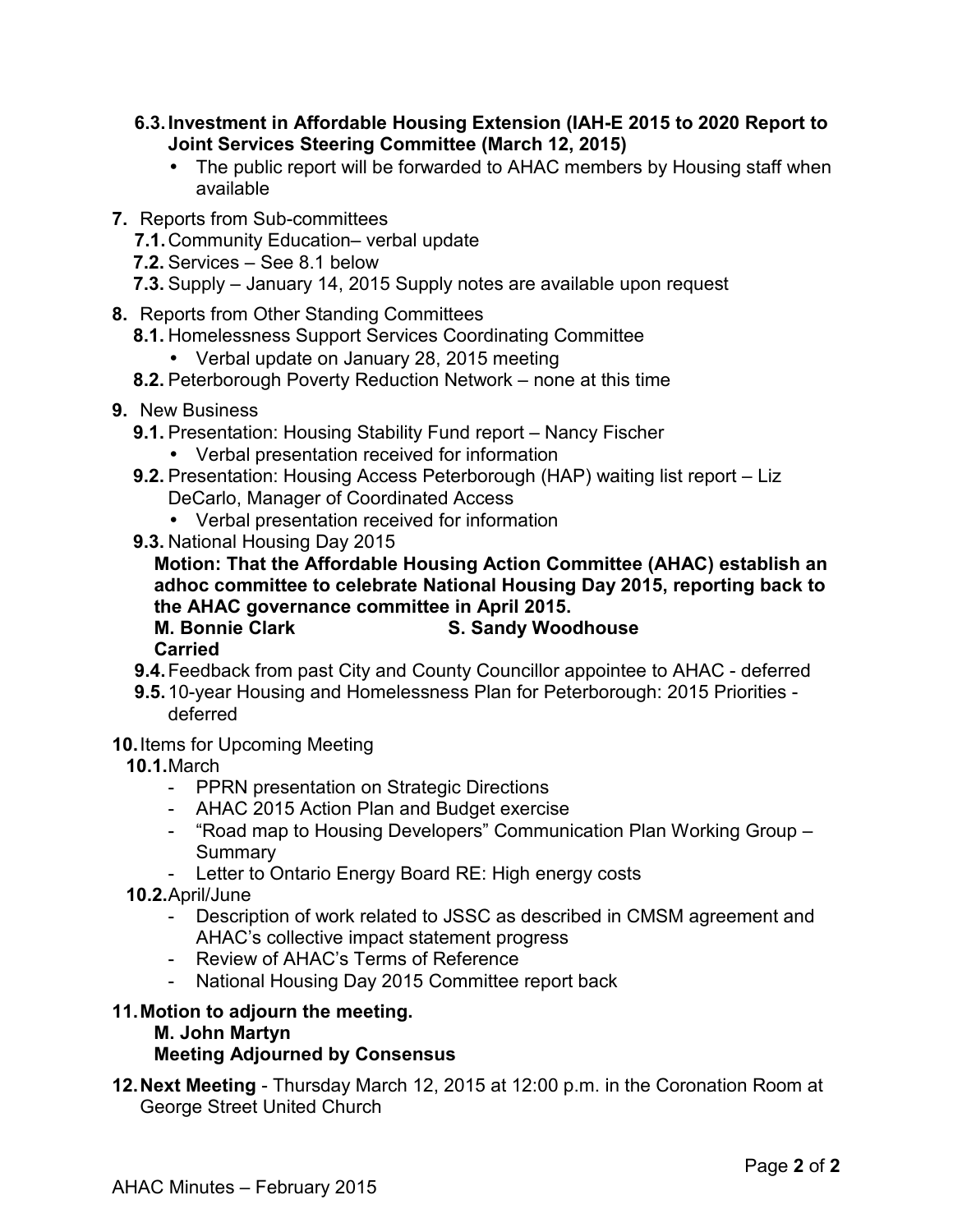**6.3. Investment in Affordable Housing Extension (IAH-E 2015 to 2020 Report to Joint Services Steering Committee (March 12, 2015)**

- The public report will be forwarded to AHAC members by Housing staff when available

**7.** Reports from Sub-committees

**7.1.** Community Education– verbal update

**7.2.** Services – See 8.1 below

**7.3.** Supply – January 14, 2015 Supply notes are available upon request

**8.** Reports from Other Standing Committees

**8.1.** Homelessness Support Services Coordinating Committee

- Verbal update on January 28, 2015 meeting

**8.2.** Peterborough Poverty Reduction Network – none at this time

**9.** New Business

**9.1.** Presentation: Housing Stability Fund report – Nancy Fischer

- Verbal presentation received for information

**9.2.** Presentation: Housing Access Peterborough (HAP) waiting list report – Liz DeCarlo, Manager of Coordinated Access

- Verbal presentation received for information

**9.3.** National Housing Day 2015

**Motion: That the Affordable Housing Action Committee (AHAC) establish an adhoc committee to celebrate National Housing Day 2015, reporting back to the AHAC governance committee in April 2015.**

**M. Bonnie Clark S. Sandy Woodhouse**

**Carried**

**9.4.** Feedback from past City and County Councillor appointee to AHAC - deferred

**9.5.** 10-year Housing and Homelessness Plan for Peterborough: 2015 Priorities - deferred

**10.** Items for Upcoming Meeting

**10.1.** March

- PPRN presentation on Strategic Directions
- AHAC 2015 Action Plan and Budget exercise
- "Road map to Housing Developers" Communication Plan Working Group – Summary
- Letter to Ontario Energy Board RE: High energy costs

**10.2.** April/June

- Description of work related to JSSC as described in CMSM agreement and AHAC's collective impact statement progress
- Review of AHAC's Terms of Reference
- National Housing Day 2015 Committee report back

**11. Motion to adjourn the meeting.**

**M. John Martyn**

**Meeting Adjourned by Consensus**

**12. Next Meeting** - Thursday March 12, 2015 at 12:00 p.m. in the Coronation Room at George Street United Church

AHAC Minutes – February 2015